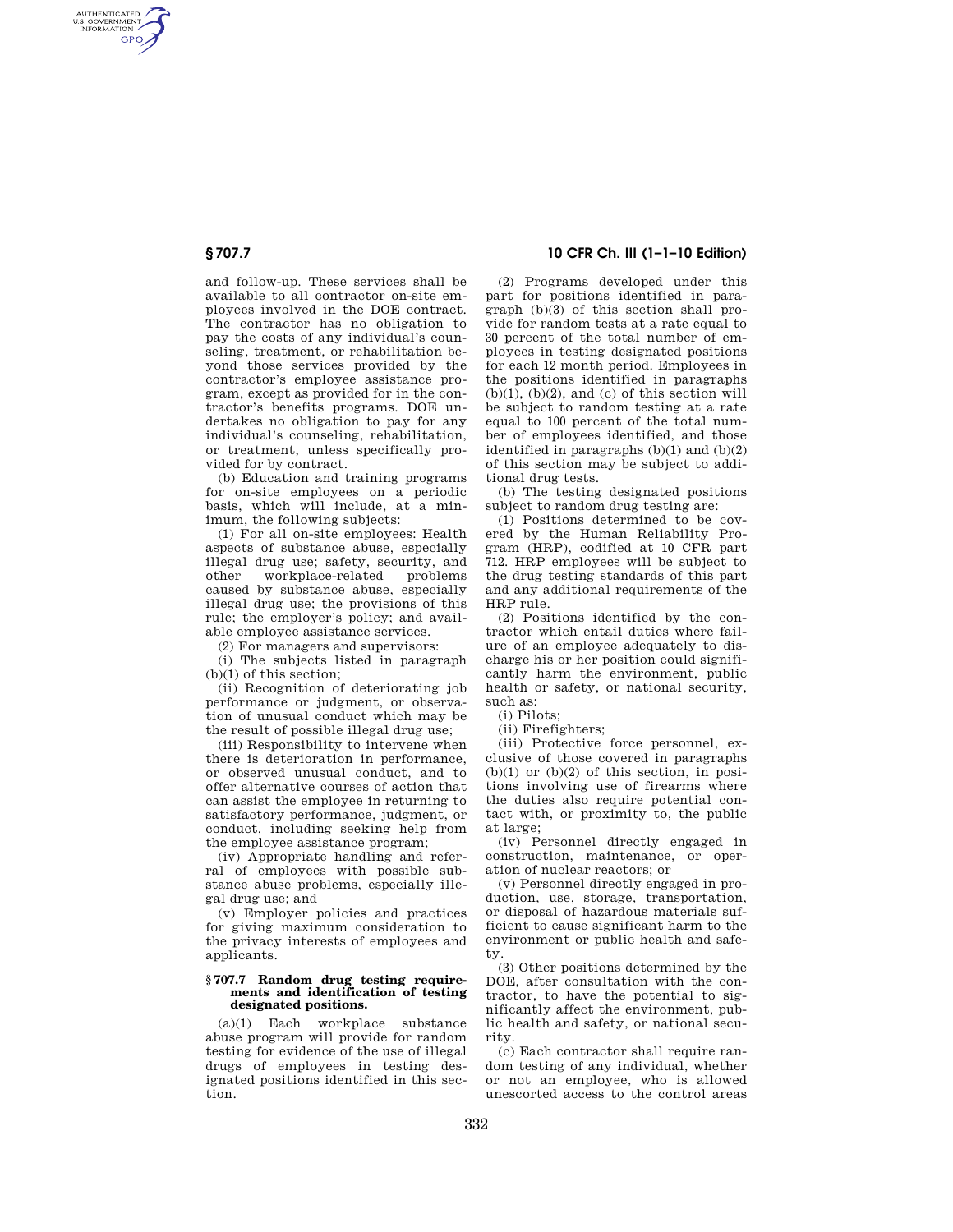and follow-up. These services shall be available to all contractor on-site employees involved in the DOE contract. The contractor has no obligation to pay the costs of any individual's counseling, treatment, or rehabilitation beyond those services provided by the contractor's employee assistance program, except as provided for in the contractor's benefits programs. DOE undertakes no obligation to pay for any individual's counseling, rehabilitation, or treatment, unless specifically provided for by contract.

(b) Education and training programs for on-site employees on a periodic basis, which will include, at a minimum, the following subjects:

(1) For all on-site employees: Health aspects of substance abuse, especially illegal drug use; safety, security, and other workplace-related problems caused by substance abuse, especially illegal drug use; the provisions of this rule; the employer's policy; and available employee assistance services.

(2) For managers and supervisors:

(i) The subjects listed in paragraph (b)(1) of this section;

(ii) Recognition of deteriorating job performance or judgment, or observation of unusual conduct which may be the result of possible illegal drug use;

(iii) Responsibility to intervene when there is deterioration in performance, or observed unusual conduct, and to offer alternative courses of action that can assist the employee in returning to satisfactory performance, judgment, or conduct, including seeking help from the employee assistance program;

(iv) Appropriate handling and referral of employees with possible substance abuse problems, especially illegal drug use; and

(v) Employer policies and practices for giving maximum consideration to the privacy interests of employees and applicants.

## § 707.7 Random drug testing requirements and identification of testing designated positions.

(a)(1) Each workplace substance abuse program will provide for random testing for evidence of the use of illegal drugs of employees in testing designated positions identified in this section.

(2) Programs developed under this part for positions identified in paragraph (b)(3) of this section shall provide for random tests at a rate equal to 30 percent of the total number of employees in testing designated positions for each 12 month period. Employees in the positions identified in paragraphs (b)(1), (b)(2), and (c) of this section will be subject to random testing at a rate equal to 100 percent of the total number of employees identified, and those identified in paragraphs (b)(1) and (b)(2) of this section may be subject to additional drug tests.

(b) The testing designated positions subject to random drug testing are:

(1) Positions determined to be covered by the Human Reliability Program (HRP), codified at 10 CFR part 712. HRP employees will be subject to the drug testing standards of this part and any additional requirements of the HRP rule.

(2) Positions identified by the contractor which entail duties where failure of an employee adequately to discharge his or her position could significantly harm the environment, public health or safety, or national security, such as:

(i) Pilots;

(ii) Firefighters;

(iii) Protective force personnel, exclusive of those covered in paragraphs (b)(1) or (b)(2) of this section, in positions involving use of firearms where the duties also require potential contact with, or proximity to, the public at large;

(iv) Personnel directly engaged in construction, maintenance, or operation of nuclear reactors; or

(v) Personnel directly engaged in production, use, storage, transportation, or disposal of hazardous materials sufficient to cause significant harm to the environment or public health and safety.

(3) Other positions determined by the DOE, after consultation with the contractor, to have the potential to significantly affect the environment, public health and safety, or national security.

(c) Each contractor shall require random testing of any individual, whether or not an employee, who is allowed unescorted access to the control areas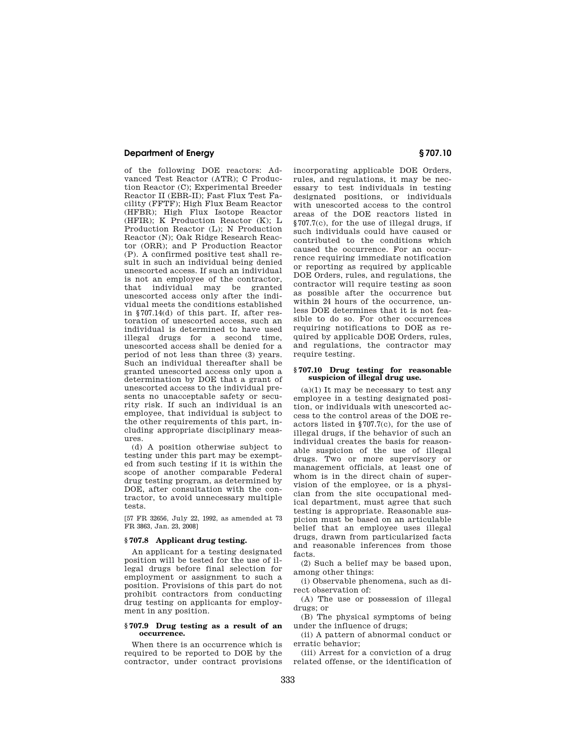of the following DOE reactors: Advanced Test Reactor (ATR); C Production Reactor (C); Experimental Breeder Reactor II (EBR-II); Fast Flux Test Facility (FFTF); High Flux Beam Reactor (HFBR); High Flux Isotope Reactor (HFIR); K Production Reactor (K); L Production Reactor (L); N Production Reactor (N); Oak Ridge Research Reactor (ORR); and P Production Reactor (P). A confirmed positive test shall result in such an individual being denied unescorted access. If such an individual is not an employee of the contractor, that individual may be granted unescorted access only after the individual meets the conditions established in §707.14(d) of this part. If, after restoration of unescorted access, such an individual is determined to have used illegal drugs for a second time, unescorted access shall be denied for a period of not less than three (3) years. Such an individual thereafter shall be granted unescorted access only upon a determination by DOE that a grant of unescorted access to the individual presents no unacceptable safety or security risk. If such an individual is an employee, that individual is subject to the other requirements of this part, including appropriate disciplinary measures.

(d) A position otherwise subject to testing under this part may be exempted from such testing if it is within the scope of another comparable Federal drug testing program, as determined by DOE, after consultation with the contractor, to avoid unnecessary multiple tests.

[57 FR 32656, July 22, 1992, as amended at 73 FR 3863, Jan. 23, 2008]

## § 707.8 Applicant drug testing.

An applicant for a testing designated position will be tested for the use of illegal drugs before final selection for employment or assignment to such a position. Provisions of this part do not prohibit contractors from conducting drug testing on applicants for employment in any position.

## § 707.9 Drug testing as a result of an occurrence.

When there is an occurrence which is required to be reported to DOE by the contractor, under contract provisions incorporating applicable DOE Orders, rules, and regulations, it may be necessary to test individuals in testing designated positions, or individuals with unescorted access to the control areas of the DOE reactors listed in §707.7(c), for the use of illegal drugs, if such individuals could have caused or contributed to the conditions which caused the occurrence. For an occurrence requiring immediate notification or reporting as required by applicable DOE Orders, rules, and regulations, the contractor will require testing as soon as possible after the occurrence but within 24 hours of the occurrence, unless DOE determines that it is not feasible to do so. For other occurrences requiring notifications to DOE as required by applicable DOE Orders, rules, and regulations, the contractor may require testing.

## § 707.10 Drug testing for reasonable suspicion of illegal drug use.

(a)(1) It may be necessary to test any employee in a testing designated position, or individuals with unescorted access to the control areas of the DOE reactors listed in §707.7(c), for the use of illegal drugs, if the behavior of such an individual creates the basis for reasonable suspicion of the use of illegal drugs. Two or more supervisory or management officials, at least one of whom is in the direct chain of supervision of the employee, or is a physician from the site occupational medical department, must agree that such testing is appropriate. Reasonable suspicion must be based on an articulable belief that an employee uses illegal drugs, drawn from particularized facts and reasonable inferences from those facts.

(2) Such a belief may be based upon, among other things:

(i) Observable phenomena, such as direct observation of:

(A) The use or possession of illegal drugs; or

(B) The physical symptoms of being under the influence of drugs;

(ii) A pattern of abnormal conduct or erratic behavior;

(iii) Arrest for a conviction of a drug related offense, or the identification of